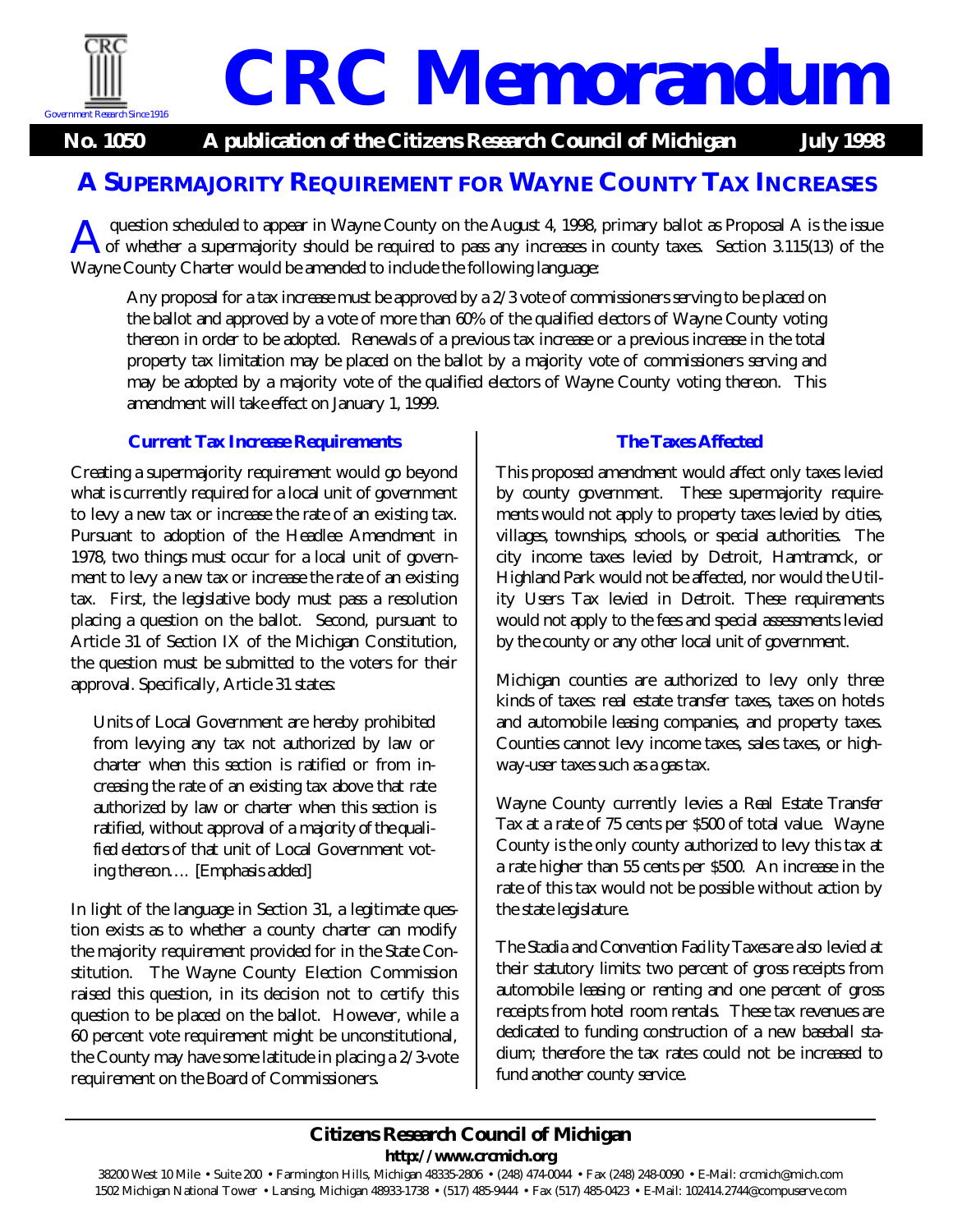# CRC Memorandum

**No. 1050 A publication of the Citizens Research Council of Michigan July 1998**

## A SUPERMAJORITY REQUIREMENT FOR WAYNE COUNTY TAX INCREASES

A question scheduled to appear in Wayne County on the August 4, 1998, primary ballot as Proposal A is the issue of whether a supermajority should be required to pass any increases in county taxes. Section 3.115(13) of the Wayne County Charter would be amended to include the following language:

> Any proposal for a tax increase must be approved by a 2/3 vote of commissioners serving to be placed on the ballot and approved by a vote of more than 60% of the qualified electors of Wayne County voting thereon in order to be adopted. Renewals of a previous tax increase or a previous increase in the total property tax limitation may be placed on the ballot by a majority vote of commissioners serving and may be adopted by a majority vote of the qualified electors of Wayne County voting thereon. This amendment will take effect on January 1, 1999.

### Current Tax Increase Requirements

Creating a supermajority requirement would go beyond what is currently required for a local unit of government to levy a new tax or increase the rate of an existing tax. Pursuant to adoption of the Headlee Amendment in 1978, two things must occur for a local unit of government to levy a new tax or increase the rate of an existing tax. First, the legislative body must pass a resolution placing a question on the ballot. Second, pursuant to Article 31 of Section IX of the Michigan Constitution, the question must be submitted to the voters for their approval. Specifically, Article 31 states:

> Units of Local Government are hereby prohibited from levying any tax not authorized by law or charter when this section is ratified or from increasing the rate of an existing tax above that rate authorized by law or charter when this section is ratified, without approval of *a majority of the qualified electors of that unit of Local Government voting thereon*…. [Emphasis added]

In light of the language in Section 31, a legitimate question exists as to whether a county charter can modify the majority requirement provided for in the State Constitution. The Wayne County Election Commission raised this question, in its decision not to certify this question to be placed on the ballot. However, while a 60 percent vote requirement might be unconstitutional, the County may have some latitude in placing a 2/3-vote requirement on the Board of Commissioners.

### The Taxes Affected

This proposed amendment would affect only taxes levied by county government. These supermajority requirements would not apply to property taxes levied by cities, villages, townships, schools, or special authorities. The city income taxes levied by Detroit, Hamtramck, or Highland Park would not be affected, nor would the Utility Users Tax levied in Detroit. These requirements would not apply to the fees and special assessments levied by the county or any other local unit of government.

Michigan counties are authorized to levy only three kinds of taxes: real estate transfer taxes, taxes on hotels and automobile leasing companies, and property taxes. Counties cannot levy income taxes, sales taxes, or highway-user taxes such as a gas tax.

Wayne County currently levies a Real Estate Transfer Tax at a rate of 75 cents per $500 of total value. Wayne County is the only county authorized to levy this tax at a rate higher than 55 cents per $500. An increase in the rate of this tax would not be possible without action by the state legislature.

The Stadia and Convention Facility Taxes are also levied at their statutory limits: two percent of gross receipts from automobile leasing or renting and one percent of gross receipts from hotel room rentals. These tax revenues are dedicated to funding construction of a new baseball stadium; therefore the tax rates could not be increased to fund another county service.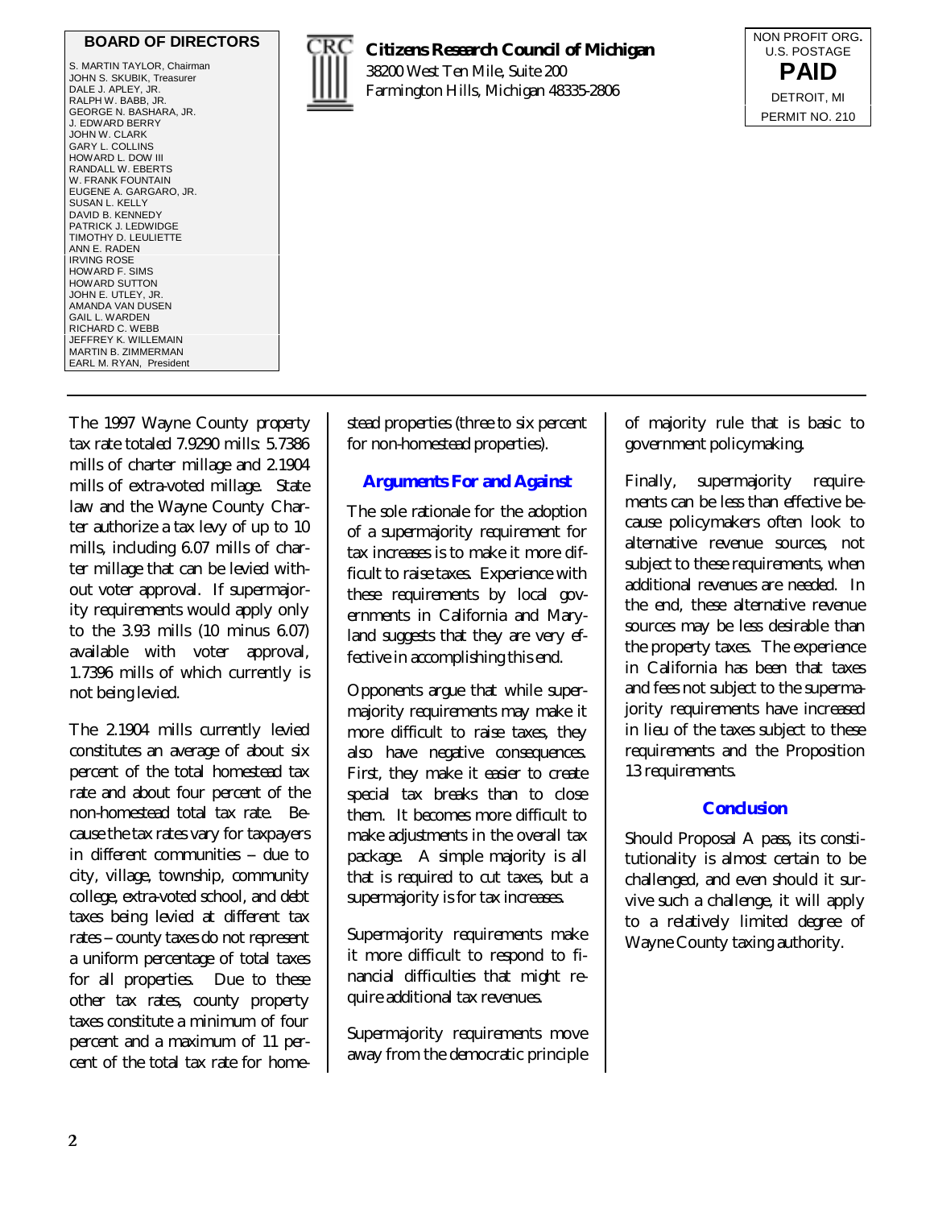**BOARD OF DIRECTORS**

S. MARTIN TAYLOR, Chairman
JOHN S. SKUBIK, Treasurer
DALE J. APLEY, JR.
RALPH W. BABB, JR.
GEORGE N. BASHARA, JR.
J. EDWARD BERRY
JOHN W. CLARK
GARY L. COLLINS
HOWARD L. DOW III
RANDALL W. EBERTS
W. FRANK FOUNTAIN
EUGENE A. GARGARO, JR.
SUSAN L. KELLY
DAVID B. KENNEDY
PATRICK J. LEDWIDGE
TIMOTHY D. LEULIETTE
ANN E. RADEN
IRVING ROSE
HOWARD F. SIMS
HOWARD SUTTON
JOHN E. UTLEY, JR.
AMANDA VAN DUSEN
GAIL L. WARDEN
RICHARD C. WEBB
JEFFREY K. WILLEMAIN
MARTIN B. ZIMMERMAN
EARL M. RYAN, President

**Citizens Research Council of Michigan**
38200 West Ten Mile, Suite 200
Farmington Hills, Michigan 48335-2806

NON PROFIT ORG.
U.S. POSTAGE
**PAID**
DETROIT, MI
PERMIT NO. 210

The 1997 Wayne County property tax rate totaled 7.9290 mills: 5.7386 mills of charter millage and 2.1904 mills of extra-voted millage. State law and the Wayne County Charter authorize a tax levy of up to 10 mills, including 6.07 mills of charter millage that can be levied without voter approval. If supermajority requirements would apply only to the 3.93 mills (10 minus 6.07) available with voter approval, 1.7396 mills of which currently is not being levied.

The 2.1904 mills currently levied constitutes an average of about six percent of the total homestead tax rate and about four percent of the non-homestead total tax rate. Because the tax rates vary for taxpayers in different communities – due to city, village, township, community college, extra-voted school, and debt taxes being levied at different tax rates – county taxes do not represent a uniform percentage of total taxes for all properties. Due to these other tax rates, county property taxes constitute a minimum of four percent and a maximum of 11 percent of the total tax rate for homestead properties (three to six percent for non-homestead properties).

## Arguments For and Against

The sole rationale for the adoption of a supermajority requirement for tax increases is to make it more difficult to raise taxes. Experience with these requirements by local governments in California and Maryland suggests that they are very effective in accomplishing this end.

Opponents argue that while supermajority requirements may make it more difficult to raise taxes, they also have negative consequences. First, they make it easier to create special tax breaks than to close them. It becomes more difficult to make adjustments in the overall tax package. A simple majority is all that is required to cut taxes, but a supermajority is for tax increases.

Supermajority requirements make it more difficult to respond to financial difficulties that might require additional tax revenues.

Supermajority requirements move away from the democratic principle of majority rule that is basic to government policymaking.

Finally, supermajority requirements can be less than effective because policymakers often look to alternative revenue sources, not subject to these requirements, when additional revenues are needed. In the end, these alternative revenue sources may be less desirable than the property taxes. The experience in California has been that taxes and fees not subject to the supermajority requirements have increased in lieu of the taxes subject to these requirements and the Proposition 13 requirements.

## Conclusion

Should Proposal A pass, its constitutionality is almost certain to be challenged, and even should it survive such a challenge, it will apply to a relatively limited degree of Wayne County taxing authority.